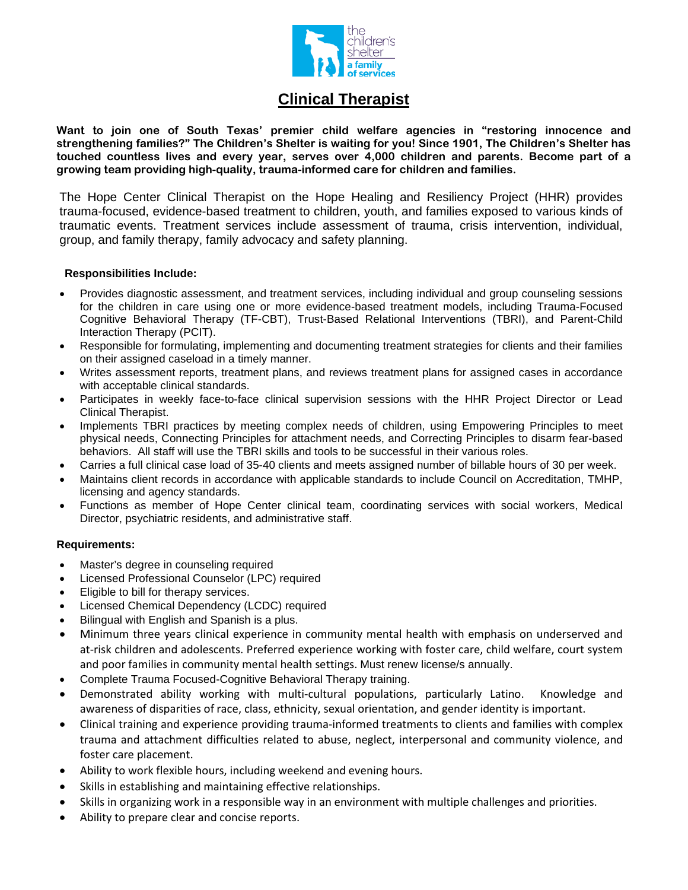the children's shelter a family of services

# Clinical Therapist

**Want to join one of South Texas' premier child welfare agencies in "restoring innocence and strengthening families?" The Children's Shelter is waiting for you! Since 1901, The Children's Shelter has touched countless lives and every year, serves over 4,000 children and parents. Become part of a growing team providing high-quality, trauma-informed care for children and families.**

The Hope Center Clinical Therapist on the Hope Healing and Resiliency Project (HHR) provides trauma-focused, evidence-based treatment to children, youth, and families exposed to various kinds of traumatic events. Treatment services include assessment of trauma, crisis intervention, individual, group, and family therapy, family advocacy and safety planning.

**Responsibilities Include:**

- Provides diagnostic assessment, and treatment services, including individual and group counseling sessions for the children in care using one or more evidence-based treatment models, including Trauma-Focused Cognitive Behavioral Therapy (TF-CBT), Trust-Based Relational Interventions (TBRI), and Parent-Child Interaction Therapy (PCIT).
- Responsible for formulating, implementing and documenting treatment strategies for clients and their families on their assigned caseload in a timely manner.
- Writes assessment reports, treatment plans, and reviews treatment plans for assigned cases in accordance with acceptable clinical standards.
- Participates in weekly face-to-face clinical supervision sessions with the HHR Project Director or Lead Clinical Therapist.
- Implements TBRI practices by meeting complex needs of children, using Empowering Principles to meet physical needs, Connecting Principles for attachment needs, and Correcting Principles to disarm fear-based behaviors. All staff will use the TBRI skills and tools to be successful in their various roles.
- Carries a full clinical case load of 35-40 clients and meets assigned number of billable hours of 30 per week.
- Maintains client records in accordance with applicable standards to include Council on Accreditation, TMHP, licensing and agency standards.
- Functions as member of Hope Center clinical team, coordinating services with social workers, Medical Director, psychiatric residents, and administrative staff.

**Requirements:**

- Master's degree in counseling required
- Licensed Professional Counselor (LPC) required
- Eligible to bill for therapy services.
- Licensed Chemical Dependency (LCDC) required
- Bilingual with English and Spanish is a plus.
- Minimum three years clinical experience in community mental health with emphasis on underserved and at-risk children and adolescents. Preferred experience working with foster care, child welfare, court system and poor families in community mental health settings. Must renew license/s annually.
- Complete Trauma Focused-Cognitive Behavioral Therapy training.
- Demonstrated ability working with multi-cultural populations, particularly Latino. Knowledge and awareness of disparities of race, class, ethnicity, sexual orientation, and gender identity is important.
- Clinical training and experience providing trauma-informed treatments to clients and families with complex trauma and attachment difficulties related to abuse, neglect, interpersonal and community violence, and foster care placement.
- Ability to work flexible hours, including weekend and evening hours.
- Skills in establishing and maintaining effective relationships.
- Skills in organizing work in a responsible way in an environment with multiple challenges and priorities.
- Ability to prepare clear and concise reports.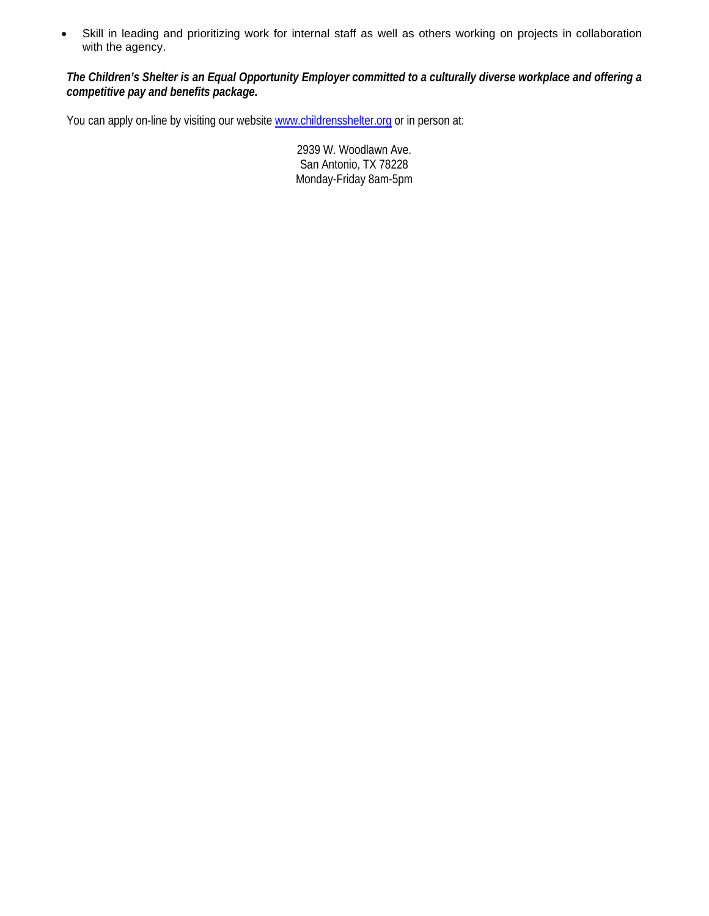- Skill in leading and prioritizing work for internal staff as well as others working on projects in collaboration with the agency.

***The Children's Shelter is an Equal Opportunity Employer committed to a culturally diverse workplace and offering a competitive pay and benefits package.***

You can apply on-line by visiting our website [www.childrensshelter.org](http://www.childrensshelter.org) or in person at:

2939 W. Woodlawn Ave.
San Antonio, TX 78228
Monday-Friday 8am-5pm